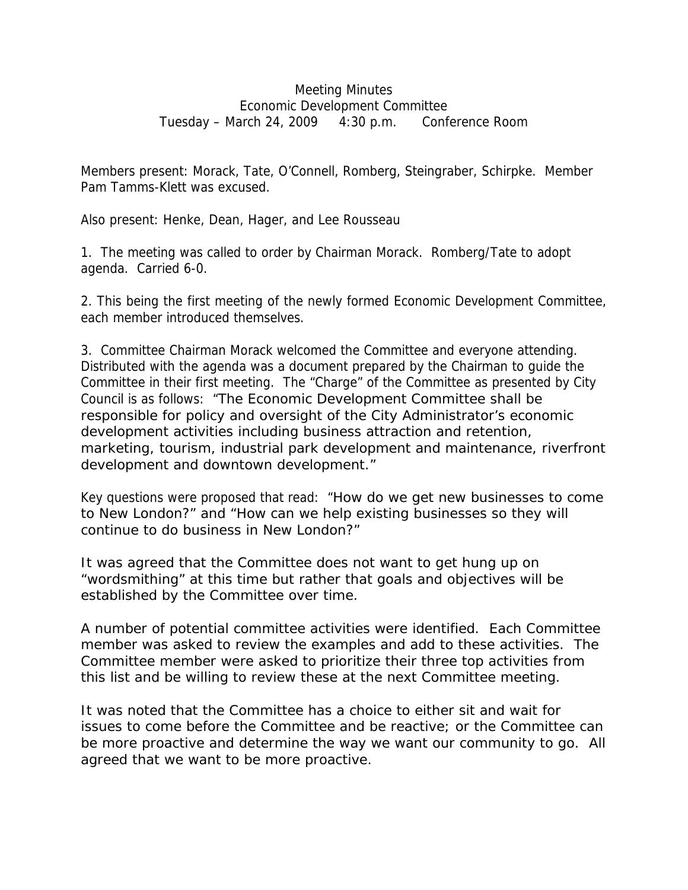Meeting Minutes
Economic Development Committee
Tuesday – March 24, 2009 4:30 p.m. Conference Room

Members present: Morack, Tate, O'Connell, Romberg, Steingraber, Schirpke. Member Pam Tamms-Klett was excused.

Also present: Henke, Dean, Hager, and Lee Rousseau

1. The meeting was called to order by Chairman Morack. Romberg/Tate to adopt agenda. Carried 6-0.

2. This being the first meeting of the newly formed Economic Development Committee, each member introduced themselves.

3. Committee Chairman Morack welcomed the Committee and everyone attending. Distributed with the agenda was a document prepared by the Chairman to guide the Committee in their first meeting. The "Charge" of the Committee as presented by City Council is as follows: "The Economic Development Committee shall be responsible for policy and oversight of the City Administrator's economic development activities including business attraction and retention, marketing, tourism, industrial park development and maintenance, riverfront development and downtown development."

Key questions were proposed that read: "How do we get new businesses to come to New London?" and "How can we help existing businesses so they will continue to do business in New London?"

It was agreed that the Committee does not want to get hung up on "wordsmithing" at this time but rather that goals and objectives will be established by the Committee over time.

A number of potential committee activities were identified. Each Committee member was asked to review the examples and add to these activities. The Committee member were asked to prioritize their three top activities from this list and be willing to review these at the next Committee meeting.

It was noted that the Committee has a choice to either sit and wait for issues to come before the Committee and be reactive; or the Committee can be more proactive and determine the way we want our community to go. All agreed that we want to be more proactive.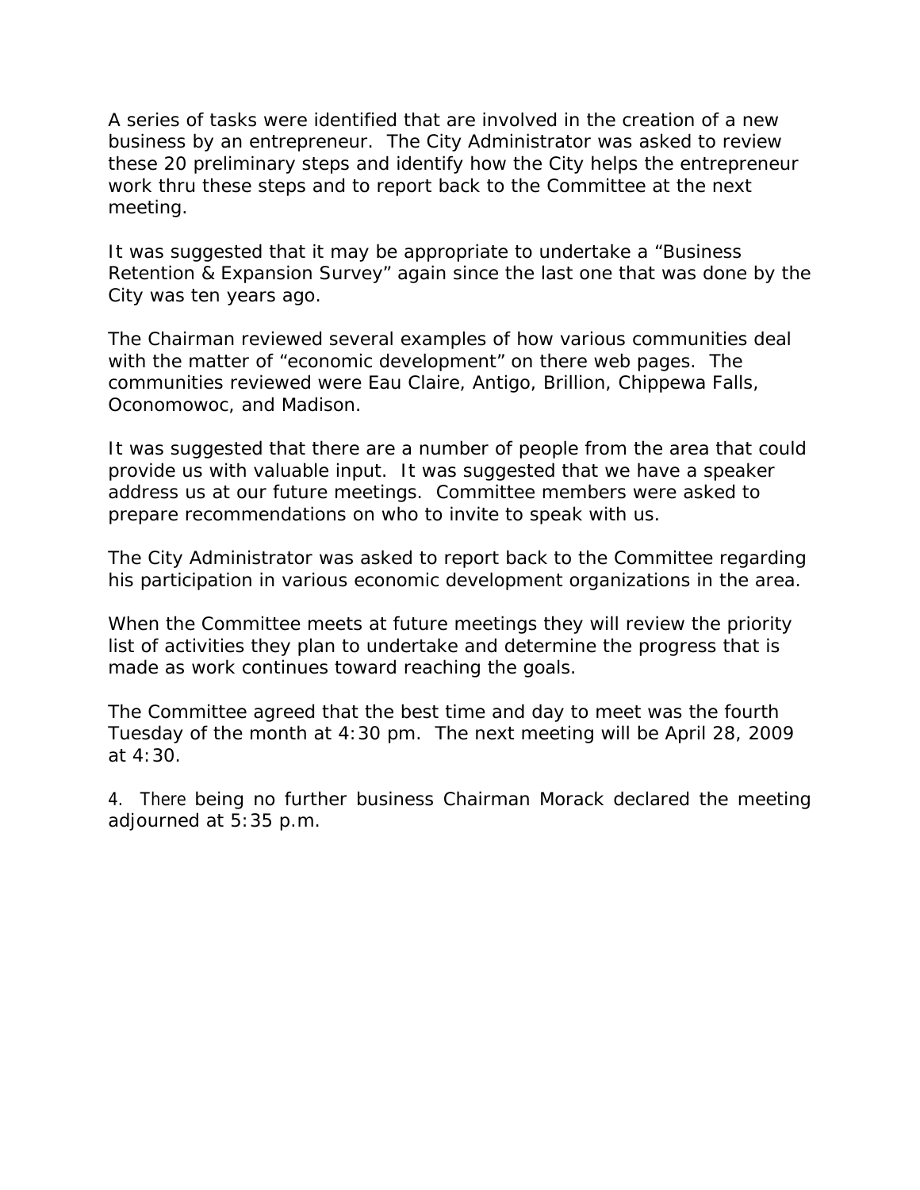A series of tasks were identified that are involved in the creation of a new business by an entrepreneur. The City Administrator was asked to review these 20 preliminary steps and identify how the City helps the entrepreneur work thru these steps and to report back to the Committee at the next meeting.

It was suggested that it may be appropriate to undertake a "Business Retention & Expansion Survey" again since the last one that was done by the City was ten years ago.

The Chairman reviewed several examples of how various communities deal with the matter of "economic development" on there web pages. The communities reviewed were Eau Claire, Antigo, Brillion, Chippewa Falls, Oconomowoc, and Madison.

It was suggested that there are a number of people from the area that could provide us with valuable input. It was suggested that we have a speaker address us at our future meetings. Committee members were asked to prepare recommendations on who to invite to speak with us.

The City Administrator was asked to report back to the Committee regarding his participation in various economic development organizations in the area.

When the Committee meets at future meetings they will review the priority list of activities they plan to undertake and determine the progress that is made as work continues toward reaching the goals.

The Committee agreed that the best time and day to meet was the fourth Tuesday of the month at 4:30 pm. The next meeting will be April 28, 2009 at 4:30.

4. There being no further business Chairman Morack declared the meeting adjourned at 5:35 p.m.